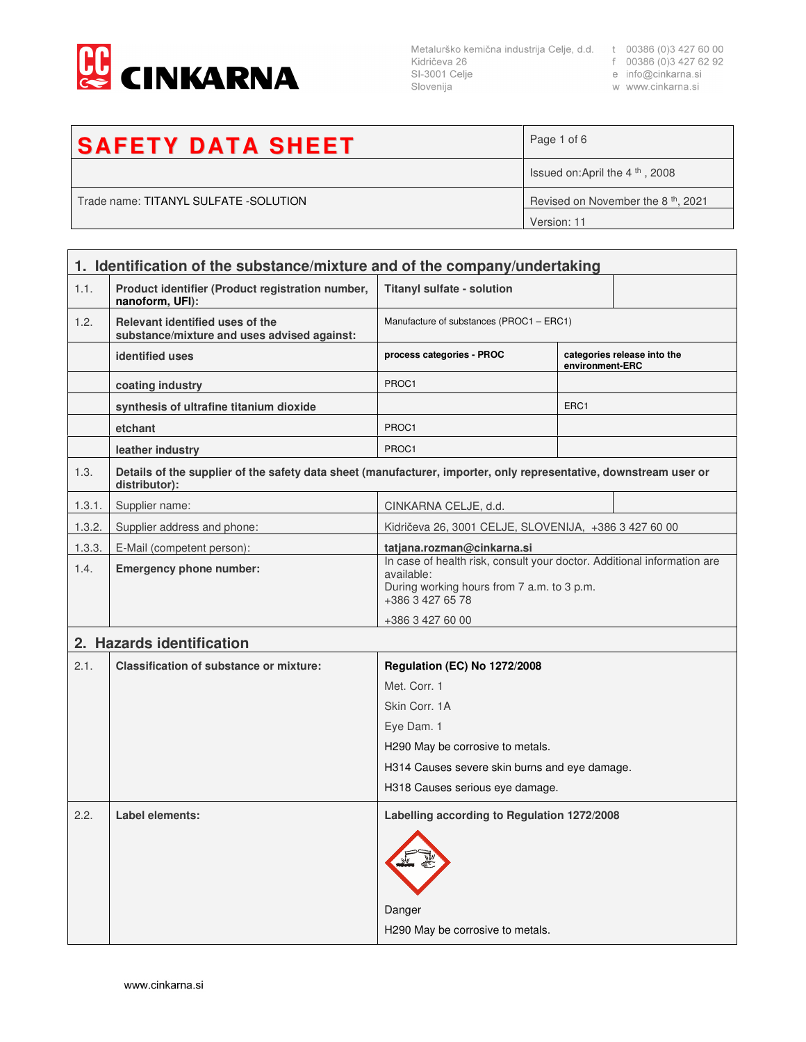Metalurško kemična industrija Celje, d.d.
Kidričeva 26
SI-3001 Celje
Slovenija

t 00386 (0)3 427 60 00
f 00386 (0)3 427 62 92
e info@cinkarna.si
w www.cinkarna.si

| **SAFETY DATA SHEET** | Page 1 of 6 |
|---|---|
| | Issued on:April the 4 th , 2008 |
| Trade name: TITANYL SULFATE -SOLUTION | Revised on November the 8 th, 2021 |
| | Version: 11 |

## 1. Identification of the substance/mixture and of the company/undertaking

| | | | |
|---|---|---|---|
| 1.1. | **Product identifier (Product registration number, nanoform, UFI):** | **Titanyl sulfate - solution** | |
| 1.2. | **Relevant identified uses of the substance/mixture and uses advised against:** | Manufacture of substances (PROC1 – ERC1) | |
| | **identified uses** | **process categories - PROC** | **categories release into the environment-ERC** |
| | **coating industry** | PROC1 | |
| | **synthesis of ultrafine titanium dioxide** | | ERC1 |
| | **etchant** | PROC1 | |
| | **leather industry** | PROC1 | |
| 1.3. | **Details of the supplier of the safety data sheet (manufacturer, importer, only representative, downstream user or distributor):** | | |
| 1.3.1. | Supplier name: | CINKARNA CELJE, d.d. | |
| 1.3.2. | Supplier address and phone: | Kidričeva 26, 3001 CELJE, SLOVENIJA, +386 3 427 60 00 | |
| 1.3.3. | E-Mail (competent person): | **tatjana.rozman@cinkarna.si** | |
| 1.4. | **Emergency phone number:** | In case of health risk, consult your doctor. Additional information are available:<br>During working hours from 7 a.m. to 3 p.m.<br>+386 3 427 65 78<br>+386 3 427 60 00 | |

## 2. Hazards identification

| | | |
|---|---|---|
| 2.1. | **Classification of substance or mixture:** | **Regulation (EC) No 1272/2008**<br>Met. Corr. 1<br>Skin Corr. 1A<br>Eye Dam. 1<br>H290 May be corrosive to metals.<br>H314 Causes severe skin burns and eye damage.<br>H318 Causes serious eye damage. |
| 2.2. | **Label elements:** | **Labelling according to Regulation 1272/2008**<br>Danger<br>H290 May be corrosive to metals. |

www.cinkarna.si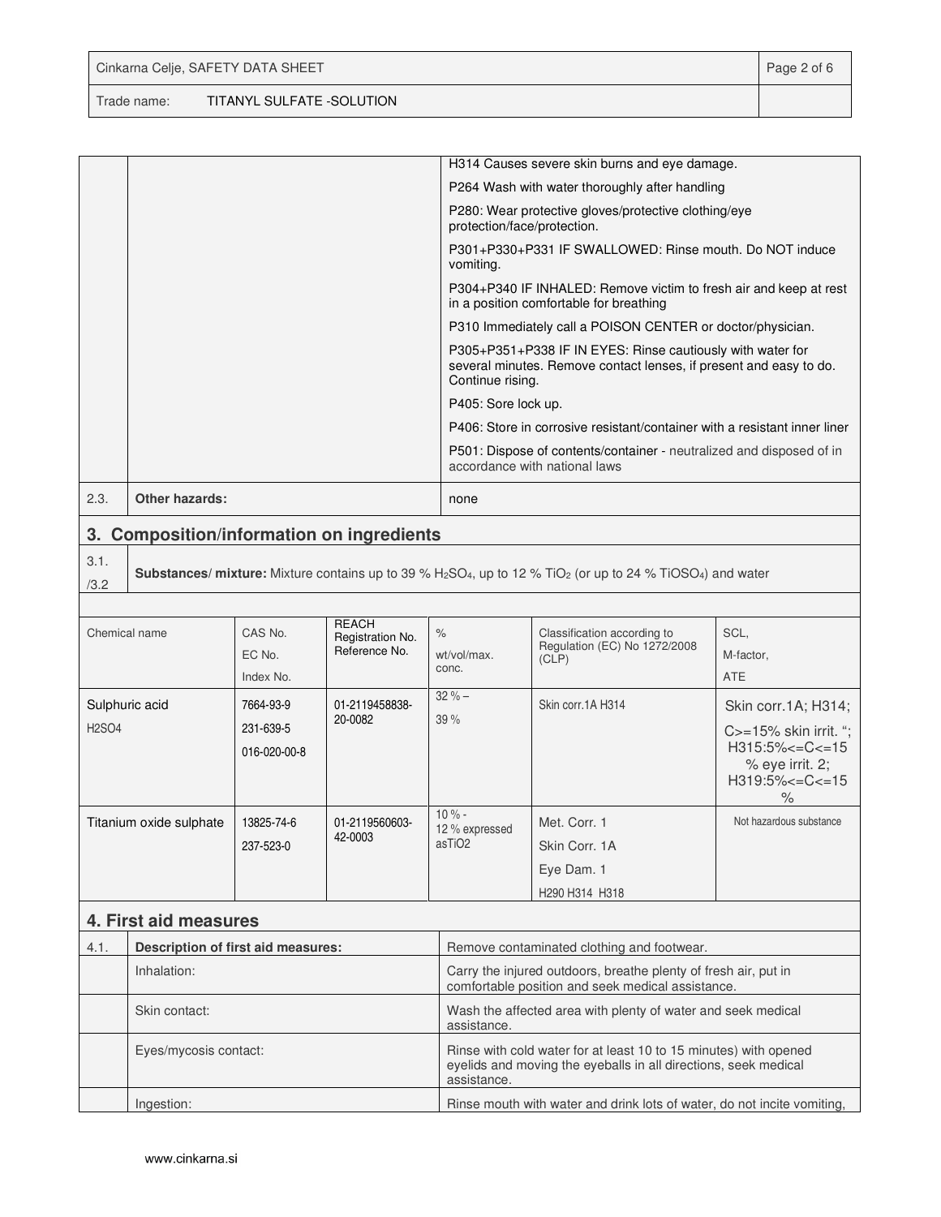| | | |
|---|---|---|
| | | H314 Causes severe skin burns and eye damage. |
| | | P264 Wash with water thoroughly after handling |
| | | P280: Wear protective gloves/protective clothing/eye protection/face/protection. |
| | | P301+P330+P331 IF SWALLOWED: Rinse mouth. Do NOT induce vomiting. |
| | | P304+P340 IF INHALED: Remove victim to fresh air and keep at rest in a position comfortable for breathing |
| | | P310 Immediately call a POISON CENTER or doctor/physician. |
| | | P305+P351+P338 IF IN EYES: Rinse cautiously with water for several minutes. Remove contact lenses, if present and easy to do. Continue rising. |
| | | P405: Sore lock up. |
| | | P406: Store in corrosive resistant/container with a resistant inner liner |
| | | P501: Dispose of contents/container - neutralized and disposed of in accordance with national laws |
| 2.3. | **Other hazards:** | none |

## 3. Composition/information on ingredients

3.1. /3.2 **Substances/ mixture:** Mixture contains up to 39 % $H_2SO_4$, up to 12 % $TiO_2$ (or up to 24 % $TiOSO_4$) and water

| Chemical name | CAS No. EC No. Index No. | REACH Registration No. Reference No. | % wt/vol/max. conc. | Classification according to Regulation (EC) No 1272/2008 (CLP) | SCL, M-factor, ATE |
|---|---|---|---|---|---|
| Sulphuric acid $H_2SO_4$ | 7664-93-9 231-639-5 016-020-00-8 | 01-2119458838-20-0082 | 32 % – 39 % | Skin corr.1A H314 | Skin corr.1A; H314; C>=15% skin irrit. "; H315:5%<=C<=15 % eye irrit. 2; H319:5%<=C<=15 % |
| Titanium oxide sulphate | 13825-74-6 237-523-0 | 01-2119560603-42-0003 | 10 % - 12 % expressed as$TiO_2$ | Met. Corr. 1 Skin Corr. 1A Eye Dam. 1 H290 H314 H318 | Not hazardous substance |

## 4. First aid measures

| | | |
|---|---|---|
| 4.1. | **Description of first aid measures:** | Remove contaminated clothing and footwear. |
| | Inhalation: | Carry the injured outdoors, breathe plenty of fresh air, put in comfortable position and seek medical assistance. |
| | Skin contact: | Wash the affected area with plenty of water and seek medical assistance. |
| | Eyes/mycosis contact: | Rinse with cold water for at least 10 to 15 minutes) with opened eyelids and moving the eyeballs in all directions, seek medical assistance. |
| | Ingestion: | Rinse mouth with water and drink lots of water, do not incite vomiting, |

www.cinkarna.si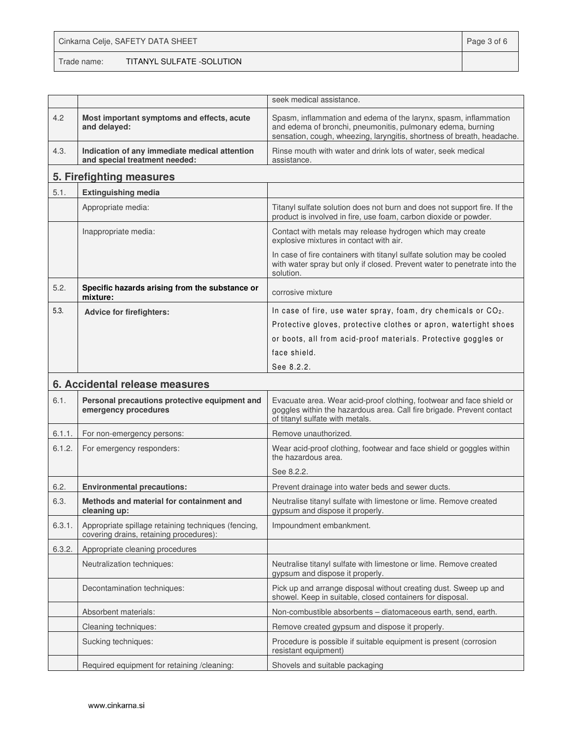| | | |
|---|---|---|
| | | seek medical assistance. |
| 4.2 | **Most important symptoms and effects, acute and delayed:** | Spasm, inflammation and edema of the larynx, spasm, inflammation and edema of bronchi, pneumonitis, pulmonary edema, burning sensation, cough, wheezing, laryngitis, shortness of breath, headache. |
| 4.3. | **Indication of any immediate medical attention and special treatment needed:** | Rinse mouth with water and drink lots of water, seek medical assistance. |

## 5. Firefighting measures

| | | |
|---|---|---|
| 5.1. | **Extinguishing media** | |
| | Appropriate media: | Titanyl sulfate solution does not burn and does not support fire. If the product is involved in fire, use foam, carbon dioxide or powder. |
| | Inappropriate media: | Contact with metals may release hydrogen which may create explosive mixtures in contact with air.<br>In case of fire containers with titanyl sulfate solution may be cooled with water spray but only if closed. Prevent water to penetrate into the solution. |
| 5.2. | **Specific hazards arising from the substance or mixture:** | corrosive mixture |
| 5.3. | **Advice for firefighters:** | In case of fire, use water spray, foam, dry chemicals or $CO_2$.<br>Protective gloves, protective clothes or apron, watertight shoes or boots, all from acid-proof materials. Protective goggles or face shield.<br>See 8.2.2. |

## 6. Accidental release measures

| | | |
|---|---|---|
| 6.1. | **Personal precautions protective equipment and emergency procedures** | Evacuate area. Wear acid-proof clothing, footwear and face shield or goggles within the hazardous area. Call fire brigade. Prevent contact of titanyl sulfate with metals. |
| 6.1.1. | For non-emergency persons: | Remove unauthorized. |
| 6.1.2. | For emergency responders: | Wear acid-proof clothing, footwear and face shield or goggles within the hazardous area.<br>See 8.2.2. |
| 6.2. | **Environmental precautions:** | Prevent drainage into water beds and sewer ducts. |
| 6.3. | **Methods and material for containment and cleaning up:** | Neutralise titanyl sulfate with limestone or lime. Remove created gypsum and dispose it properly. |
| 6.3.1. | Appropriate spillage retaining techniques (fencing, covering drains, retaining procedures): | Impoundment embankment. |
| 6.3.2. | Appropriate cleaning procedures | |
| | Neutralization techniques: | Neutralise titanyl sulfate with limestone or lime. Remove created gypsum and dispose it properly. |
| | Decontamination techniques: | Pick up and arrange disposal without creating dust. Sweep up and showel. Keep in suitable, closed containers for disposal. |
| | Absorbent materials: | Non-combustible absorbents – diatomaceous earth, send, earth. |
| | Cleaning techniques: | Remove created gypsum and dispose it properly. |
| | Sucking techniques: | Procedure is possible if suitable equipment is present (corrosion resistant equipment) |
| | Required equipment for retaining /cleaning: | Shovels and suitable packaging |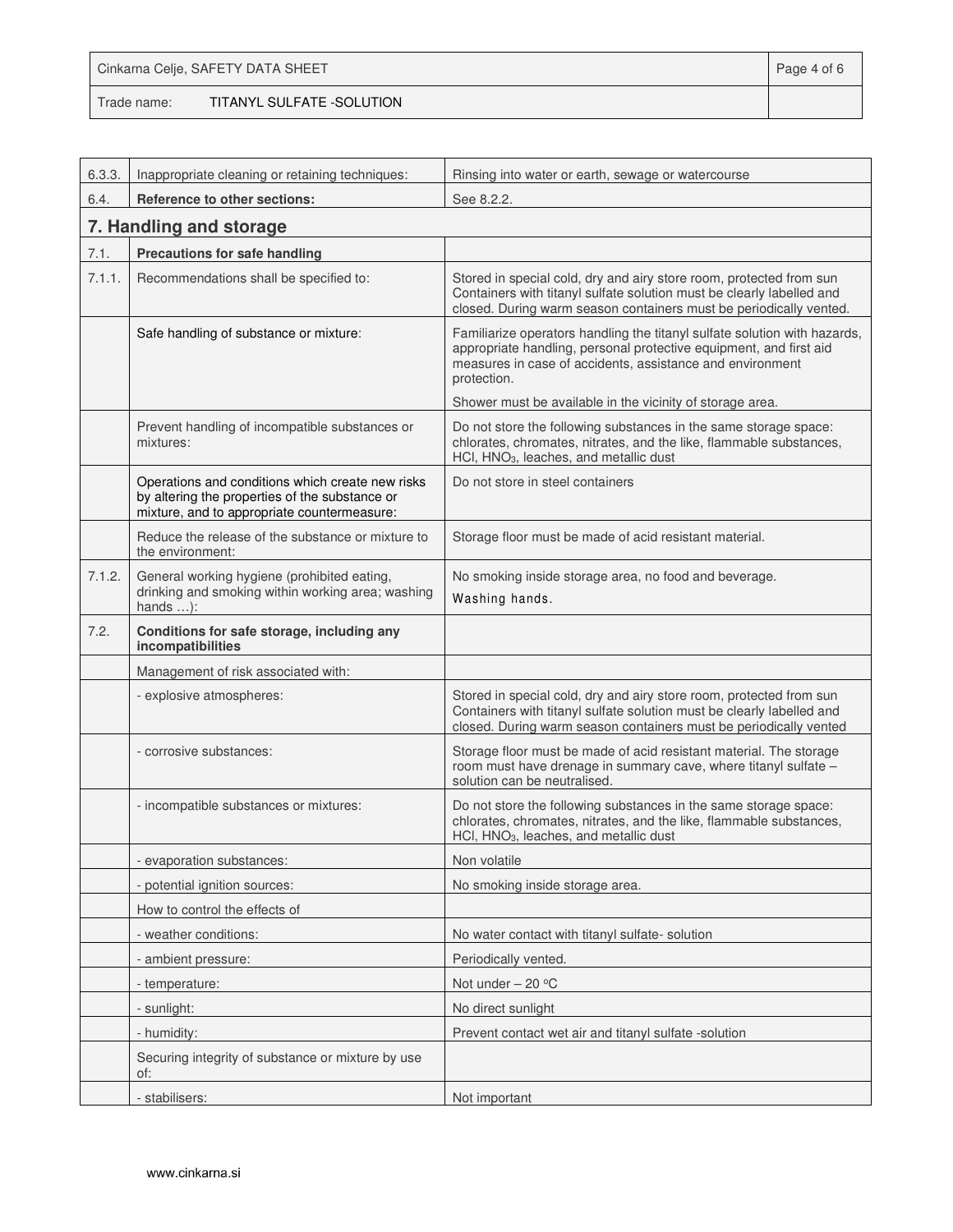| | | |
|---|---|---|
| 6.3.3. | Inappropriate cleaning or retaining techniques: | Rinsing into water or earth, sewage or watercourse |
| 6.4. | **Reference to other sections:** | See 8.2.2. |

## 7. Handling and storage

| | | |
|---|---|---|
| 7.1. | **Precautions for safe handling** | |
| 7.1.1. | Recommendations shall be specified to: | Stored in special cold, dry and airy store room, protected from sun Containers with titanyl sulfate solution must be clearly labelled and closed. During warm season containers must be periodically vented. |
| | Safe handling of substance or mixture: | Familiarize operators handling the titanyl sulfate solution with hazards, appropriate handling, personal protective equipment, and first aid measures in case of accidents, assistance and environment protection. Shower must be available in the vicinity of storage area. |
| | Prevent handling of incompatible substances or mixtures: | Do not store the following substances in the same storage space: chlorates, chromates, nitrates, and the like, flammable substances, HCl, $HNO_3$, leaches, and metallic dust |
| | Operations and conditions which create new risks by altering the properties of the substance or mixture, and to appropriate countermeasure: | Do not store in steel containers |
| | Reduce the release of the substance or mixture to the environment: | Storage floor must be made of acid resistant material. |
| 7.1.2. | General working hygiene (prohibited eating, drinking and smoking within working area; washing hands …): | No smoking inside storage area, no food and beverage. Washing hands. |
| 7.2. | **Conditions for safe storage, including any incompatibilities** | |
| | Management of risk associated with: | |
| | - explosive atmospheres: | Stored in special cold, dry and airy store room, protected from sun Containers with titanyl sulfate solution must be clearly labelled and closed. During warm season containers must be periodically vented |
| | - corrosive substances: | Storage floor must be made of acid resistant material. The storage room must have drenage in summary cave, where titanyl sulfate – solution can be neutralised. |
| | - incompatible substances or mixtures: | Do not store the following substances in the same storage space: chlorates, chromates, nitrates, and the like, flammable substances, HCl, $HNO_3$, leaches, and metallic dust |
| | - evaporation substances: | Non volatile |
| | - potential ignition sources: | No smoking inside storage area. |
| | How to control the effects of | |
| | - weather conditions: | No water contact with titanyl sulfate- solution |
| | - ambient pressure: | Periodically vented. |
| | - temperature: | Not under – 20 °C |
| | - sunlight: | No direct sunlight |
| | - humidity: | Prevent contact wet air and titanyl sulfate -solution |
| | Securing integrity of substance or mixture by use of: | |
| | - stabilisers: | Not important |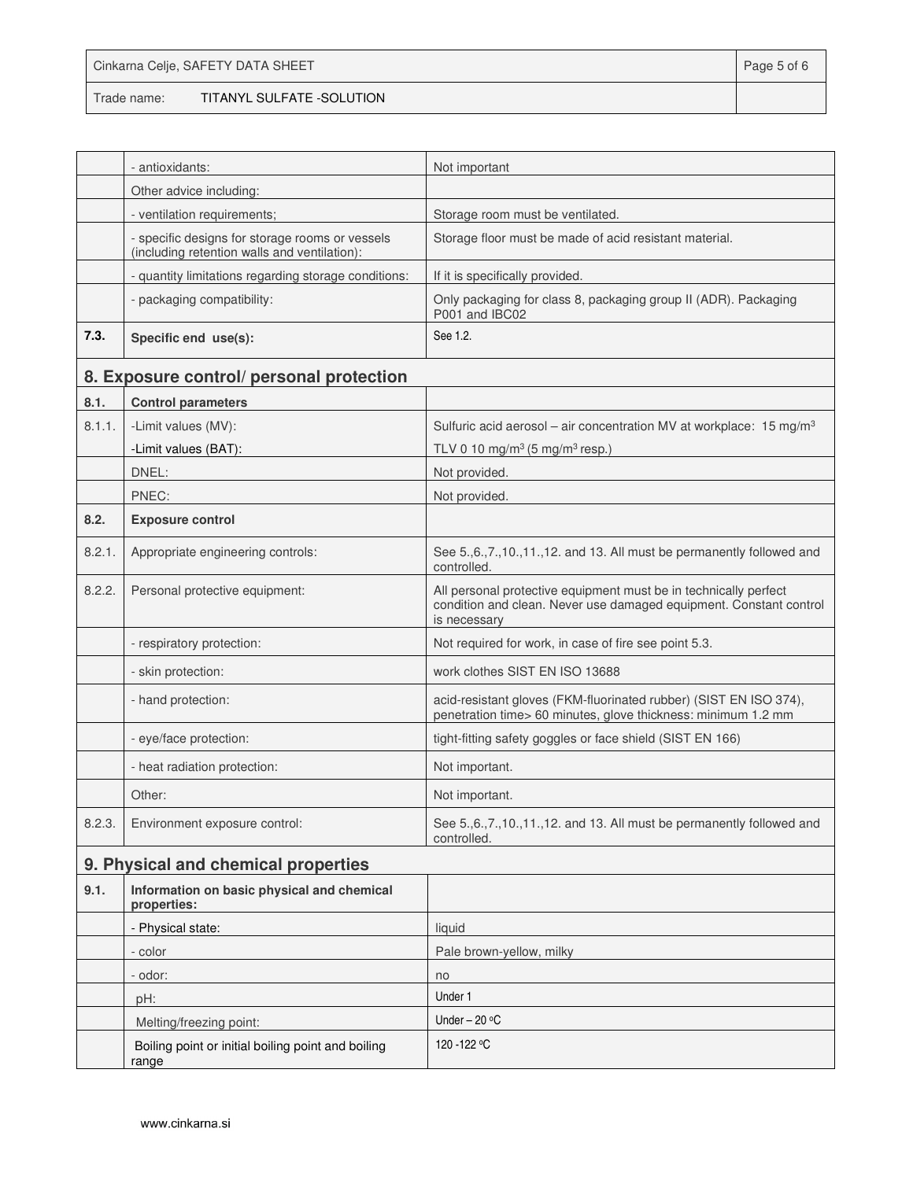| | | |
|---|---|---|
| | - antioxidants: | Not important |
| | Other advice including: | |
| | - ventilation requirements; | Storage room must be ventilated. |
| | - specific designs for storage rooms or vessels (including retention walls and ventilation): | Storage floor must be made of acid resistant material. |
| | - quantity limitations regarding storage conditions: | If it is specifically provided. |
| | - packaging compatibility: | Only packaging for class 8, packaging group II (ADR). Packaging P001 and IBC02 |
| **7.3.** | **Specific end use(s):** | See 1.2. |

## 8. Exposure control/ personal protection

| | | |
|---|---|---|
| **8.1.** | **Control parameters** | |
| 8.1.1. | -Limit values (MV): | Sulfuric acid aerosol – air concentration MV at workplace: 15 mg/m$^3$ |
| | -Limit values (BAT): | TLV 0 10 mg/m$^3$ (5 mg/m$^3$ resp.) |
| | DNEL: | Not provided. |
| | PNEC: | Not provided. |
| **8.2.** | **Exposure control** | |
| 8.2.1. | Appropriate engineering controls: | See 5.,6.,7.,10.,11.,12. and 13. All must be permanently followed and controlled. |
| 8.2.2. | Personal protective equipment: | All personal protective equipment must be in technically perfect condition and clean. Never use damaged equipment. Constant control is necessary |
| | - respiratory protection: | Not required for work, in case of fire see point 5.3. |
| | - skin protection: | work clothes SIST EN ISO 13688 |
| | - hand protection: | acid-resistant gloves (FKM-fluorinated rubber) (SIST EN ISO 374), penetration time> 60 minutes, glove thickness: minimum 1.2 mm |
| | - eye/face protection: | tight-fitting safety goggles or face shield (SIST EN 166) |
| | - heat radiation protection: | Not important. |
| | Other: | Not important. |
| 8.2.3. | Environment exposure control: | See 5.,6.,7.,10.,11.,12. and 13. All must be permanently followed and controlled. |

## 9. Physical and chemical properties

| | | |
|---|---|---|
| **9.1.** | **Information on basic physical and chemical properties:** | |
| | - Physical state: | liquid |
| | - color | Pale brown-yellow, milky |
| | - odor: | no |
| | pH: | Under 1 |
| | Melting/freezing point: | Under – 20 °C |
| | Boiling point or initial boiling point and boiling range | 120 -122 °C |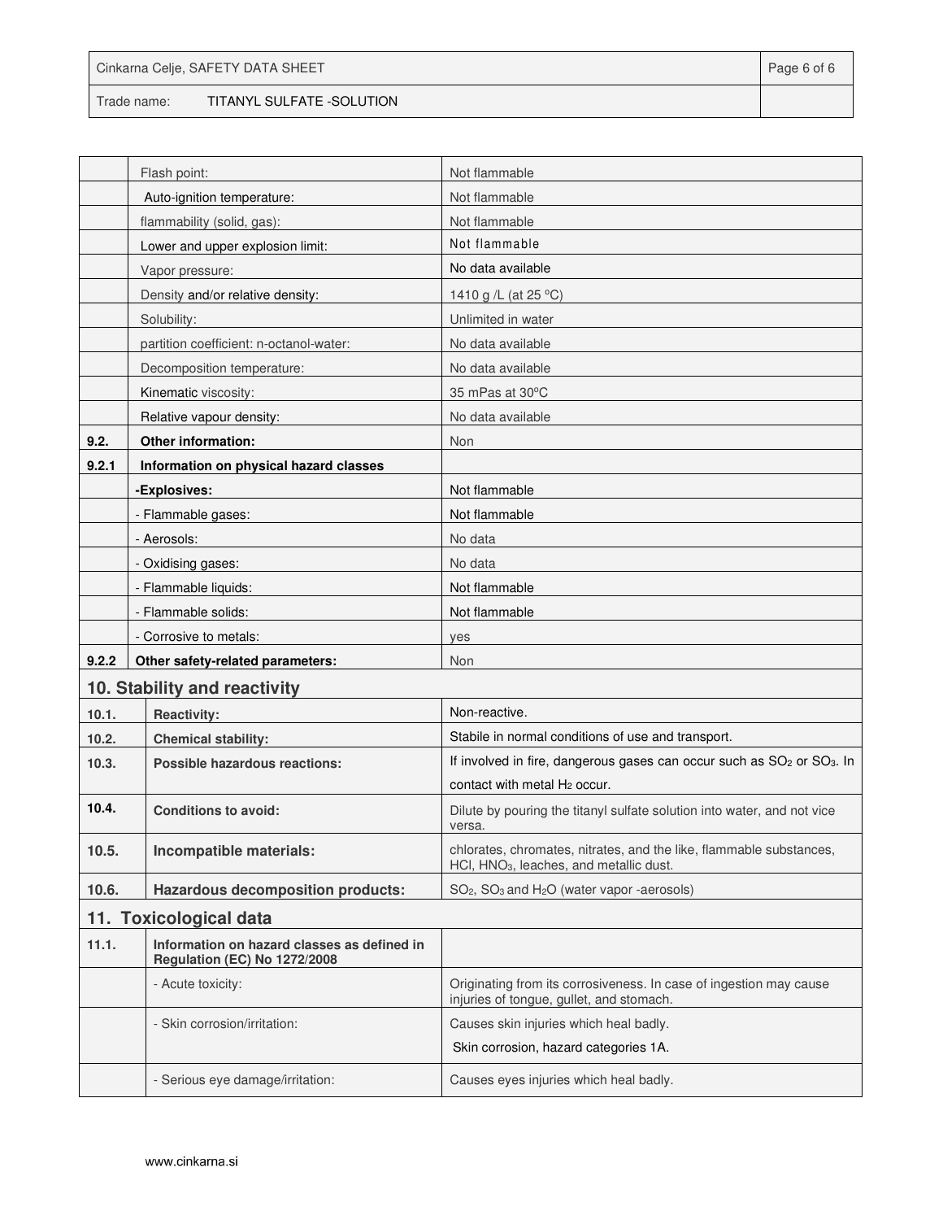| | | |
|---|---|---|
| | Flash point: | Not flammable |
| | Auto-ignition temperature: | Not flammable |
| | flammability (solid, gas): | Not flammable |
| | Lower and upper explosion limit: | Not flammable |
| | Vapor pressure: | No data available |
| | Density and/or relative density: | 1410 g /L (at 25 ºC) |
| | Solubility: | Unlimited in water |
| | partition coefficient: n-octanol-water: | No data available |
| | Decomposition temperature: | No data available |
| | Kinematic viscosity: | 35 mPas at 30ºC |
| | Relative vapour density: | No data available |
| **9.2.** | **Other information:** | Non |
| **9.2.1** | **Information on physical hazard classes** | |
| | **-Explosives:** | Not flammable |
| | - Flammable gases: | Not flammable |
| | - Aerosols: | No data |
| | - Oxidising gases: | No data |
| | - Flammable liquids: | Not flammable |
| | - Flammable solids: | Not flammable |
| | - Corrosive to metals: | yes |
| **9.2.2** | **Other safety-related parameters:** | Non |

## 10. Stability and reactivity

| | | |
|---|---|---|
| **10.1.** | **Reactivity:** | Non-reactive. |
| **10.2.** | **Chemical stability:** | Stabile in normal conditions of use and transport. |
| **10.3.** | **Possible hazardous reactions:** | If involved in fire, dangerous gases can occur such as $SO_2$ or $SO_3$. In contact with metal $H_2$ occur. |
| **10.4.** | **Conditions to avoid:** | Dilute by pouring the titanyl sulfate solution into water, and not vice versa. |
| **10.5.** | **Incompatible materials:** | chlorates, chromates, nitrates, and the like, flammable substances, HCl, $HNO_3$, leaches, and metallic dust. |
| **10.6.** | **Hazardous decomposition products:** | $SO_2$, $SO_3$ and $H_2O$ (water vapor -aerosols) |

## 11. Toxicological data

| | | |
|---|---|---|
| **11.1.** | **Information on hazard classes as defined in Regulation (EC) No 1272/2008** | |
| | - Acute toxicity: | Originating from its corrosiveness. In case of ingestion may cause injuries of tongue, gullet, and stomach. |
| | - Skin corrosion/irritation: | Causes skin injuries which heal badly.<br>Skin corrosion, hazard categories 1A. |
| | - Serious eye damage/irritation: | Causes eyes injuries which heal badly. |

www.cinkarna.si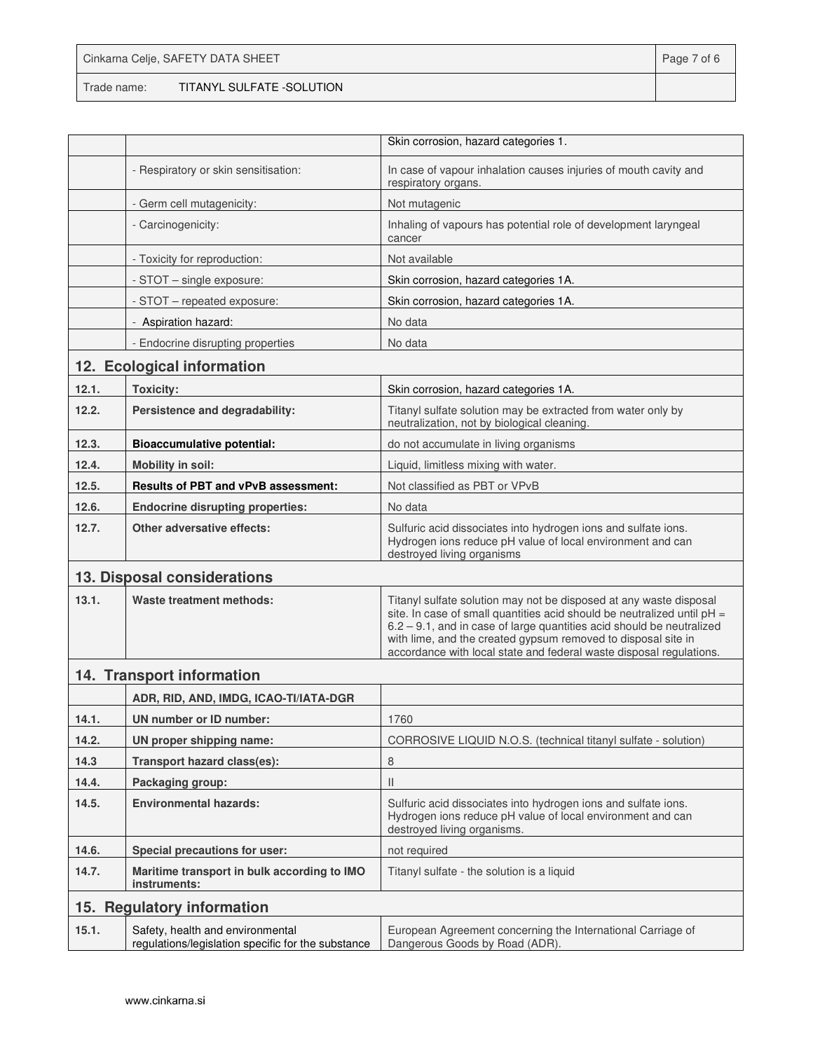| | | |
|---|---|---|
| | | Skin corrosion, hazard categories 1. |
| | - Respiratory or skin sensitisation: | In case of vapour inhalation causes injuries of mouth cavity and respiratory organs. |
| | - Germ cell mutagenicity: | Not mutagenic |
| | - Carcinogenicity: | Inhaling of vapours has potential role of development laryngeal cancer |
| | - Toxicity for reproduction: | Not available |
| | - STOT – single exposure: | Skin corrosion, hazard categories 1A. |
| | - STOT – repeated exposure: | Skin corrosion, hazard categories 1A. |
| | - Aspiration hazard: | No data |
| | - Endocrine disrupting properties | No data |

## 12. Ecological information

| | | |
|---|---|---|
| **12.1.** | **Toxicity:** | Skin corrosion, hazard categories 1A. |
| **12.2.** | **Persistence and degradability:** | Titanyl sulfate solution may be extracted from water only by neutralization, not by biological cleaning. |
| **12.3.** | **Bioaccumulative potential:** | do not accumulate in living organisms |
| **12.4.** | **Mobility in soil:** | Liquid, limitless mixing with water. |
| **12.5.** | **Results of PBT and vPvB assessment:** | Not classified as PBT or VPvB |
| **12.6.** | **Endocrine disrupting properties:** | No data |
| **12.7.** | **Other adversative effects:** | Sulfuric acid dissociates into hydrogen ions and sulfate ions. Hydrogen ions reduce pH value of local environment and can destroyed living organisms |

## 13. Disposal considerations

| | | |
|---|---|---|
| **13.1.** | **Waste treatment methods:** | Titanyl sulfate solution may not be disposed at any waste disposal site. In case of small quantities acid should be neutralized until pH = 6.2 – 9.1, and in case of large quantities acid should be neutralized with lime, and the created gypsum removed to disposal site in accordance with local state and federal waste disposal regulations. |

## 14. Transport information

| | | |
|---|---|---|
| | **ADR, RID, AND, IMDG, ICAO-TI/IATA-DGR** | |
| **14.1.** | **UN number or ID number:** | 1760 |
| **14.2.** | **UN proper shipping name:** | CORROSIVE LIQUID N.O.S. (technical titanyl sulfate - solution) |
| **14.3** | **Transport hazard class(es):** | 8 |
| **14.4.** | **Packaging group:** | II |
| **14.5.** | **Environmental hazards:** | Sulfuric acid dissociates into hydrogen ions and sulfate ions. Hydrogen ions reduce pH value of local environment and can destroyed living organisms. |
| **14.6.** | **Special precautions for user:** | not required |
| **14.7.** | **Maritime transport in bulk according to IMO instruments:** | Titanyl sulfate - the solution is a liquid |

## 15. Regulatory information

| | | |
|---|---|---|
| **15.1.** | Safety, health and environmental regulations/legislation specific for the substance | European Agreement concerning the International Carriage of Dangerous Goods by Road (ADR). |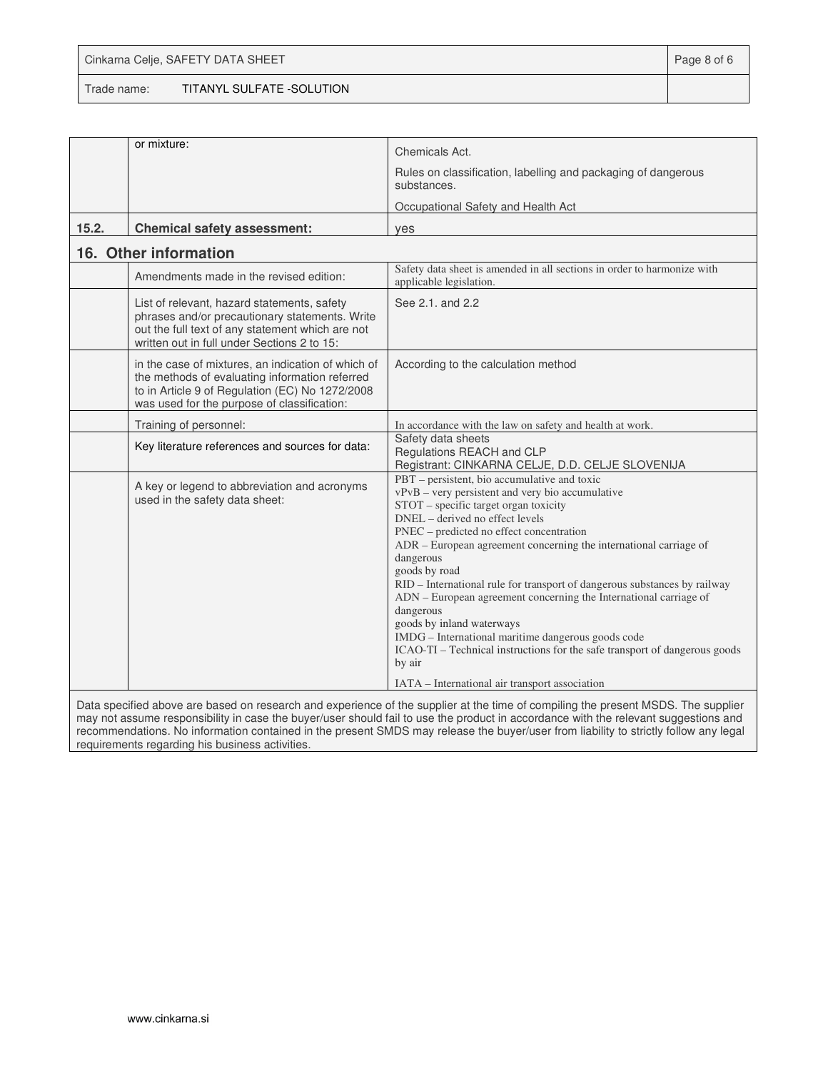| | | |
|---|---|---|
| | or mixture: | Chemicals Act.<br>Rules on classification, labelling and packaging of dangerous substances.<br>Occupational Safety and Health Act |
| **15.2.** | **Chemical safety assessment:** | yes |

## 16. Other information

| | | |
|---|---|---|
| | Amendments made in the revised edition: | Safety data sheet is amended in all sections in order to harmonize with applicable legislation. |
| | List of relevant, hazard statements, safety phrases and/or precautionary statements. Write out the full text of any statement which are not written out in full under Sections 2 to 15: | See 2.1. and 2.2 |
| | in the case of mixtures, an indication of which of the methods of evaluating information referred to in Article 9 of Regulation (EC) No 1272/2008 was used for the purpose of classification: | According to the calculation method |
| | Training of personnel: | In accordance with the law on safety and health at work. |
| | Key literature references and sources for data: | Safety data sheets<br>Regulations REACH and CLP<br>Registrant: CINKARNA CELJE, D.D. CELJE SLOVENIJA |
| | A key or legend to abbreviation and acronyms used in the safety data sheet: | PBT – persistent, bio accumulative and toxic<br>vPvB – very persistent and very bio accumulative<br>STOT – specific target organ toxicity<br>DNEL – derived no effect levels<br>PNEC – predicted no effect concentration<br>ADR – European agreement concerning the international carriage of dangerous goods by road<br>RID – International rule for transport of dangerous substances by railway<br>ADN – European agreement concerning the International carriage of dangerous goods by inland waterways<br>IMDG – International maritime dangerous goods code<br>ICAO-TI – Technical instructions for the safe transport of dangerous goods by air<br>IATA – International air transport association |

Data specified above are based on research and experience of the supplier at the time of compiling the present MSDS. The supplier may not assume responsibility in case the buyer/user should fail to use the product in accordance with the relevant suggestions and recommendations. No information contained in the present SMDS may release the buyer/user from liability to strictly follow any legal requirements regarding his business activities.